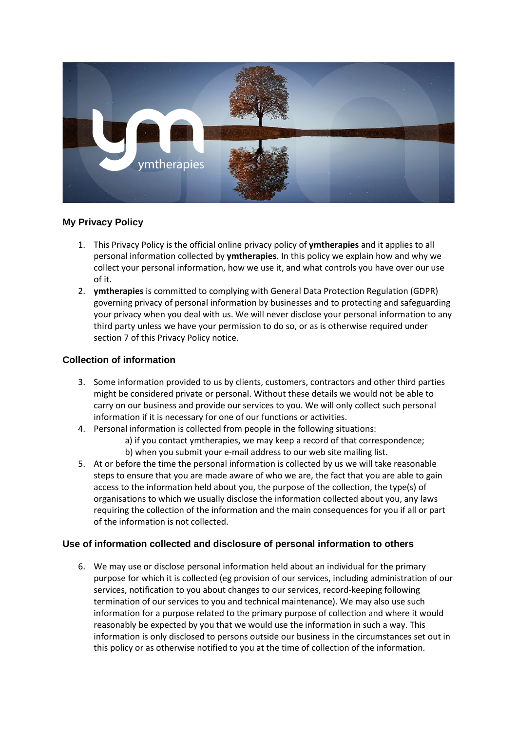## My Privacy Policy

1. This Privacy Policy is the official online privacy policy of **ymtherapies** and it applies to all personal information collected by **ymtherapies**. In this policy we explain how and why we collect your personal information, how we use it, and what controls you have over our use of it.
2. **ymtherapies** is committed to complying with General Data Protection Regulation (GDPR) governing privacy of personal information by businesses and to protecting and safeguarding your privacy when you deal with us. We will never disclose your personal information to any third party unless we have your permission to do so, or as is otherwise required under section 7 of this Privacy Policy notice.

## Collection of information

3. Some information provided to us by clients, customers, contractors and other third parties might be considered private or personal. Without these details we would not be able to carry on our business and provide our services to you. We will only collect such personal information if it is necessary for one of our functions or activities.
4. Personal information is collected from people in the following situations:
   a) if you contact ymtherapies, we may keep a record of that correspondence;
   b) when you submit your e-mail address to our web site mailing list.
5. At or before the time the personal information is collected by us we will take reasonable steps to ensure that you are made aware of who we are, the fact that you are able to gain access to the information held about you, the purpose of the collection, the type(s) of organisations to which we usually disclose the information collected about you, any laws requiring the collection of the information and the main consequences for you if all or part of the information is not collected.

## Use of information collected and disclosure of personal information to others

6. We may use or disclose personal information held about an individual for the primary purpose for which it is collected (eg provision of our services, including administration of our services, notification to you about changes to our services, record-keeping following termination of our services to you and technical maintenance). We may also use such information for a purpose related to the primary purpose of collection and where it would reasonably be expected by you that we would use the information in such a way. This information is only disclosed to persons outside our business in the circumstances set out in this policy or as otherwise notified to you at the time of collection of the information.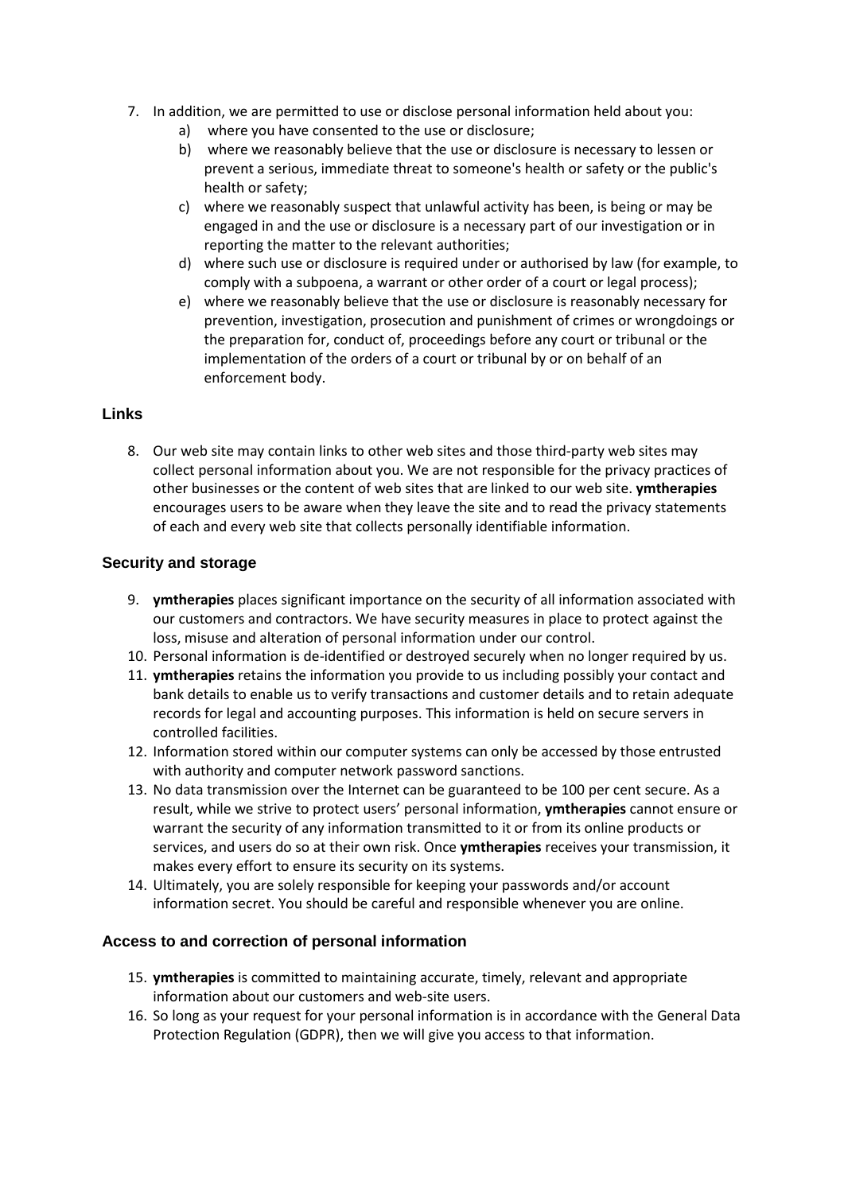7. In addition, we are permitted to use or disclose personal information held about you:
    a) where you have consented to the use or disclosure;
    b) where we reasonably believe that the use or disclosure is necessary to lessen or prevent a serious, immediate threat to someone's health or safety or the public's health or safety;
    c) where we reasonably suspect that unlawful activity has been, is being or may be engaged in and the use or disclosure is a necessary part of our investigation or in reporting the matter to the relevant authorities;
    d) where such use or disclosure is required under or authorised by law (for example, to comply with a subpoena, a warrant or other order of a court or legal process);
    e) where we reasonably believe that the use or disclosure is reasonably necessary for prevention, investigation, prosecution and punishment of crimes or wrongdoings or the preparation for, conduct of, proceedings before any court or tribunal or the implementation of the orders of a court or tribunal by or on behalf of an enforcement body.

## Links

8. Our web site may contain links to other web sites and those third-party web sites may collect personal information about you. We are not responsible for the privacy practices of other businesses or the content of web sites that are linked to our web site. **ymtherapies** encourages users to be aware when they leave the site and to read the privacy statements of each and every web site that collects personally identifiable information.

## Security and storage

9. **ymtherapies** places significant importance on the security of all information associated with our customers and contractors. We have security measures in place to protect against the loss, misuse and alteration of personal information under our control.
10. Personal information is de-identified or destroyed securely when no longer required by us.
11. **ymtherapies** retains the information you provide to us including possibly your contact and bank details to enable us to verify transactions and customer details and to retain adequate records for legal and accounting purposes. This information is held on secure servers in controlled facilities.
12. Information stored within our computer systems can only be accessed by those entrusted with authority and computer network password sanctions.
13. No data transmission over the Internet can be guaranteed to be 100 per cent secure. As a result, while we strive to protect users' personal information, **ymtherapies** cannot ensure or warrant the security of any information transmitted to it or from its online products or services, and users do so at their own risk. Once **ymtherapies** receives your transmission, it makes every effort to ensure its security on its systems.
14. Ultimately, you are solely responsible for keeping your passwords and/or account information secret. You should be careful and responsible whenever you are online.

## Access to and correction of personal information

15. **ymtherapies** is committed to maintaining accurate, timely, relevant and appropriate information about our customers and web-site users.
16. So long as your request for your personal information is in accordance with the General Data Protection Regulation (GDPR), then we will give you access to that information.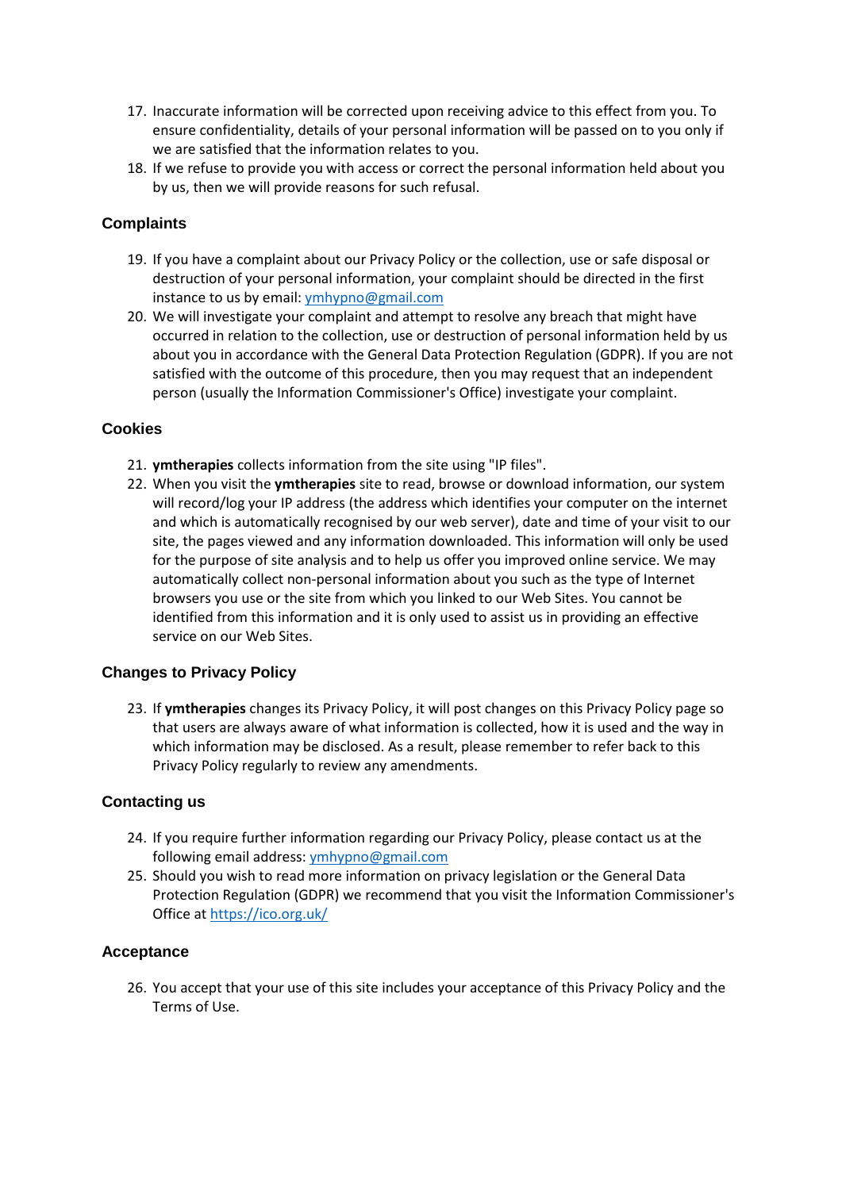17. Inaccurate information will be corrected upon receiving advice to this effect from you. To ensure confidentiality, details of your personal information will be passed on to you only if we are satisfied that the information relates to you.
18. If we refuse to provide you with access or correct the personal information held about you by us, then we will provide reasons for such refusal.

### Complaints

19. If you have a complaint about our Privacy Policy or the collection, use or safe disposal or destruction of your personal information, your complaint should be directed in the first instance to us by email: ymhypno@gmail.com
20. We will investigate your complaint and attempt to resolve any breach that might have occurred in relation to the collection, use or destruction of personal information held by us about you in accordance with the General Data Protection Regulation (GDPR). If you are not satisfied with the outcome of this procedure, then you may request that an independent person (usually the Information Commissioner's Office) investigate your complaint.

### Cookies

21. **ymtherapies** collects information from the site using "IP files".
22. When you visit the **ymtherapies** site to read, browse or download information, our system will record/log your IP address (the address which identifies your computer on the internet and which is automatically recognised by our web server), date and time of your visit to our site, the pages viewed and any information downloaded. This information will only be used for the purpose of site analysis and to help us offer you improved online service. We may automatically collect non-personal information about you such as the type of Internet browsers you use or the site from which you linked to our Web Sites. You cannot be identified from this information and it is only used to assist us in providing an effective service on our Web Sites.

### Changes to Privacy Policy

23. If **ymtherapies** changes its Privacy Policy, it will post changes on this Privacy Policy page so that users are always aware of what information is collected, how it is used and the way in which information may be disclosed. As a result, please remember to refer back to this Privacy Policy regularly to review any amendments.

### Contacting us

24. If you require further information regarding our Privacy Policy, please contact us at the following email address: ymhypno@gmail.com
25. Should you wish to read more information on privacy legislation or the General Data Protection Regulation (GDPR) we recommend that you visit the Information Commissioner's Office at https://ico.org.uk/

### Acceptance

26. You accept that your use of this site includes your acceptance of this Privacy Policy and the Terms of Use.